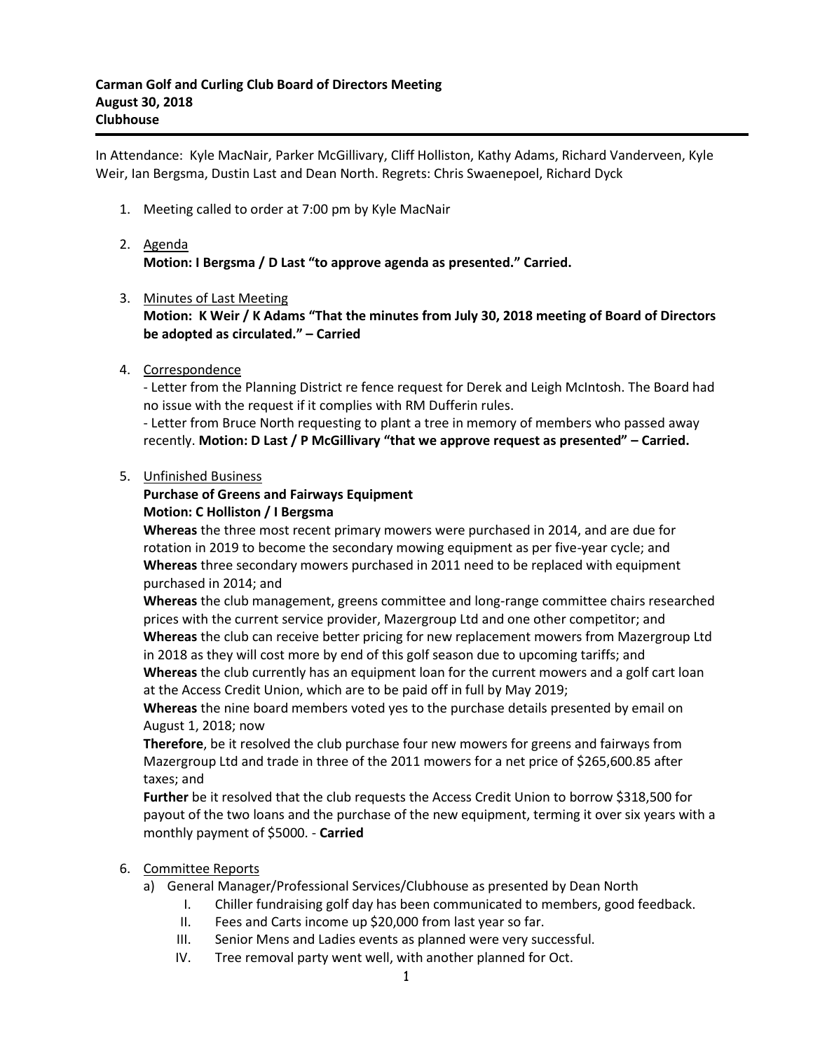**Carman Golf and Curling Club Board of Directors Meeting**
**August 30, 2018**
**Clubhouse**

---

In Attendance: Kyle MacNair, Parker McGillivary, Cliff Holliston, Kathy Adams, Richard Vanderveen, Kyle Weir, Ian Bergsma, Dustin Last and Dean North. Regrets: Chris Swaenepoel, Richard Dyck

1. Meeting called to order at 7:00 pm by Kyle MacNair

2. Agenda
   **Motion: I Bergsma / D Last "to approve agenda as presented." Carried.**

3. Minutes of Last Meeting
   **Motion: K Weir / K Adams "That the minutes from July 30, 2018 meeting of Board of Directors be adopted as circulated." – Carried**

4. Correspondence
   - Letter from the Planning District re fence request for Derek and Leigh McIntosh. The Board had no issue with the request if it complies with RM Dufferin rules.
   - Letter from Bruce North requesting to plant a tree in memory of members who passed away recently. **Motion: D Last / P McGillivary "that we approve request as presented" – Carried.**

5. Unfinished Business
   **Purchase of Greens and Fairways Equipment**
   **Motion: C Holliston / I Bergsma**
   **Whereas** the three most recent primary mowers were purchased in 2014, and are due for rotation in 2019 to become the secondary mowing equipment as per five-year cycle; and
   **Whereas** three secondary mowers purchased in 2011 need to be replaced with equipment purchased in 2014; and
   **Whereas** the club management, greens committee and long-range committee chairs researched prices with the current service provider, Mazergroup Ltd and one other competitor; and
   **Whereas** the club can receive better pricing for new replacement mowers from Mazergroup Ltd in 2018 as they will cost more by end of this golf season due to upcoming tariffs; and
   **Whereas** the club currently has an equipment loan for the current mowers and a golf cart loan at the Access Credit Union, which are to be paid off in full by May 2019;
   **Whereas** the nine board members voted yes to the purchase details presented by email on August 1, 2018; now
   **Therefore**, be it resolved the club purchase four new mowers for greens and fairways from Mazergroup Ltd and trade in three of the 2011 mowers for a net price of $265,600.85 after taxes; and
   **Further** be it resolved that the club requests the Access Credit Union to borrow $318,500 for payout of the two loans and the purchase of the new equipment, terming it over six years with a monthly payment of $5000. - **Carried**

6. Committee Reports
   a) General Manager/Professional Services/Clubhouse as presented by Dean North
      I. Chiller fundraising golf day has been communicated to members, good feedback.
      II. Fees and Carts income up $20,000 from last year so far.
      III. Senior Mens and Ladies events as planned were very successful.
      IV. Tree removal party went well, with another planned for Oct.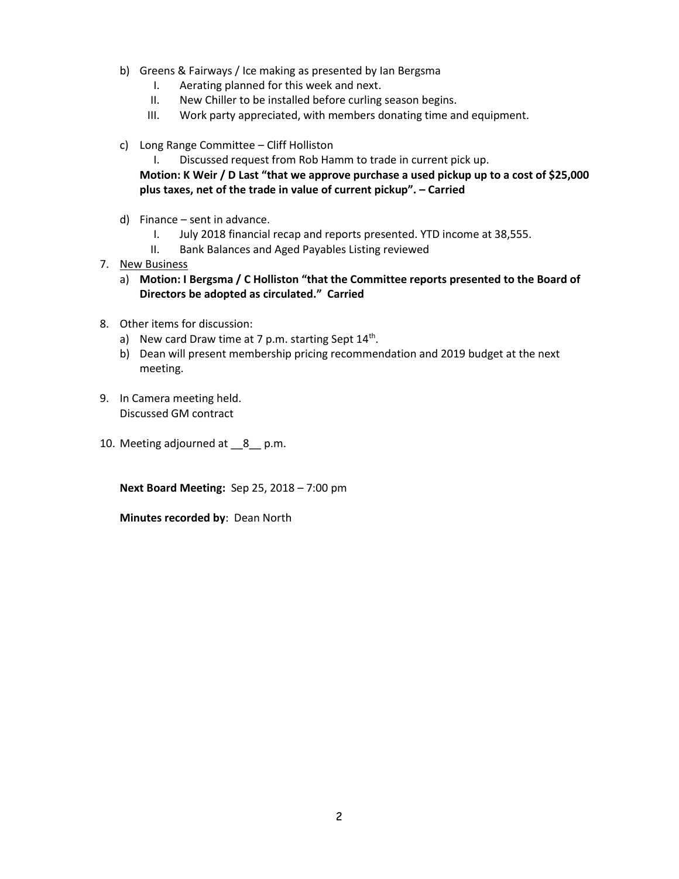b) Greens & Fairways / Ice making as presented by Ian Bergsma
   I. Aerating planned for this week and next.
   II. New Chiller to be installed before curling season begins.
   III. Work party appreciated, with members donating time and equipment.

c) Long Range Committee – Cliff Holliston
   I. Discussed request from Rob Hamm to trade in current pick up.

   **Motion: K Weir / D Last "that we approve purchase a used pickup up to a cost of $25,000 plus taxes, net of the trade in value of current pickup". – Carried**

d) Finance – sent in advance.
   I. July 2018 financial recap and reports presented. YTD income at 38,555.
   II. Bank Balances and Aged Payables Listing reviewed

7. New Business
   a) **Motion: I Bergsma / C Holliston "that the Committee reports presented to the Board of Directors be adopted as circulated." Carried**

8. Other items for discussion:
   a) New card Draw time at 7 p.m. starting Sept 14th.
   b) Dean will present membership pricing recommendation and 2019 budget at the next meeting.

9. In Camera meeting held.
   Discussed GM contract

10. Meeting adjourned at __8__ p.m.

**Next Board Meeting:** Sep 25, 2018 – 7:00 pm

**Minutes recorded by**: Dean North